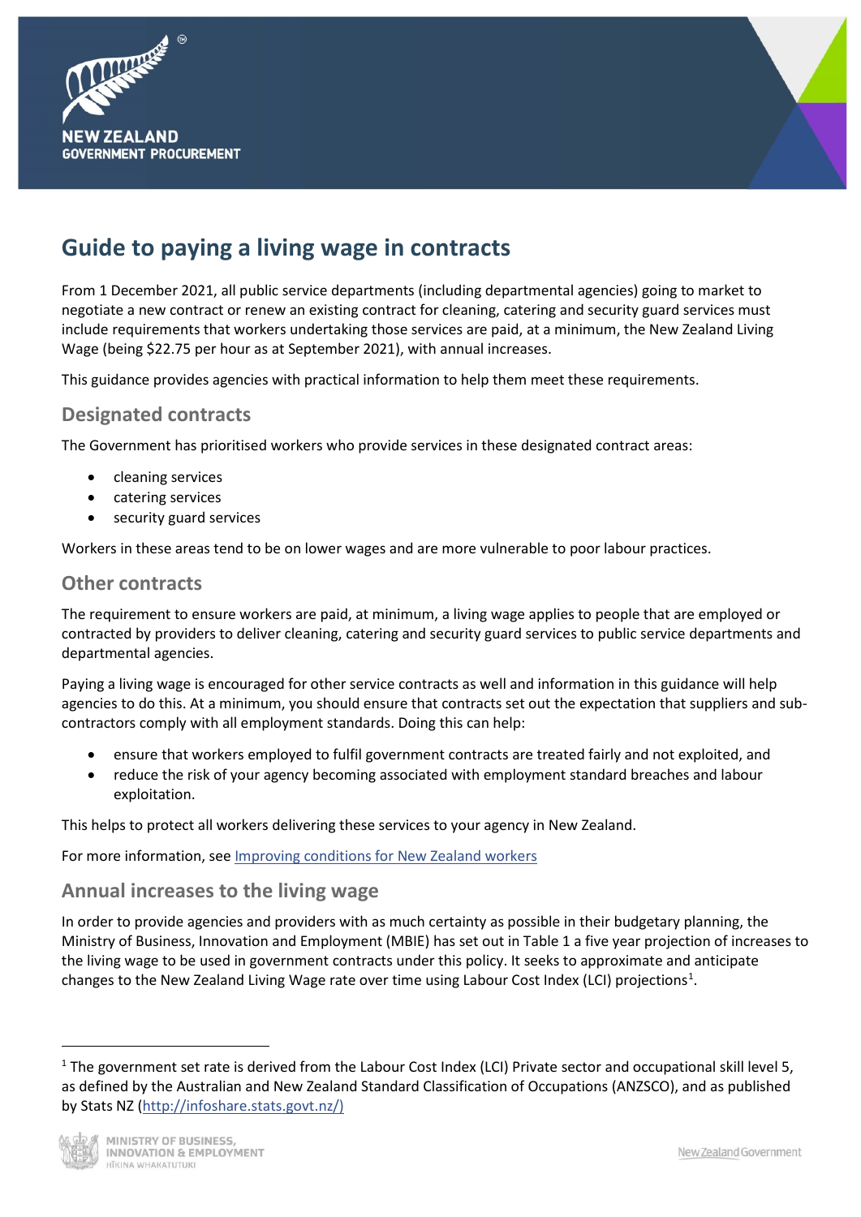# Guide to paying a living wage in contracts

From 1 December 2021, all public service departments (including departmental agencies) going to market to negotiate a new contract or renew an existing contract for cleaning, catering and security guard services must include requirements that workers undertaking those services are paid, at a minimum, the New Zealand Living Wage (being $22.75 per hour as at September 2021), with annual increases.

This guidance provides agencies with practical information to help them meet these requirements.

## Designated contracts

The Government has prioritised workers who provide services in these designated contract areas:

- cleaning services
- catering services
- security guard services

Workers in these areas tend to be on lower wages and are more vulnerable to poor labour practices.

## Other contracts

The requirement to ensure workers are paid, at minimum, a living wage applies to people that are employed or contracted by providers to deliver cleaning, catering and security guard services to public service departments and departmental agencies.

Paying a living wage is encouraged for other service contracts as well and information in this guidance will help agencies to do this. At a minimum, you should ensure that contracts set out the expectation that suppliers and sub-contractors comply with all employment standards. Doing this can help:

- ensure that workers employed to fulfil government contracts are treated fairly and not exploited, and
- reduce the risk of your agency becoming associated with employment standard breaches and labour exploitation.

This helps to protect all workers delivering these services to your agency in New Zealand.

For more information, see [Improving conditions for New Zealand workers]

## Annual increases to the living wage

In order to provide agencies and providers with as much certainty as possible in their budgetary planning, the Ministry of Business, Innovation and Employment (MBIE) has set out in Table 1 a five year projection of increases to the living wage to be used in government contracts under this policy. It seeks to approximate and anticipate changes to the New Zealand Living Wage rate over time using Labour Cost Index (LCI) projections[1].

---

[1] The government set rate is derived from the Labour Cost Index (LCI) Private sector and occupational skill level 5, as defined by the Australian and New Zealand Standard Classification of Occupations (ANZSCO), and as published by Stats NZ (http://infoshare.stats.govt.nz/)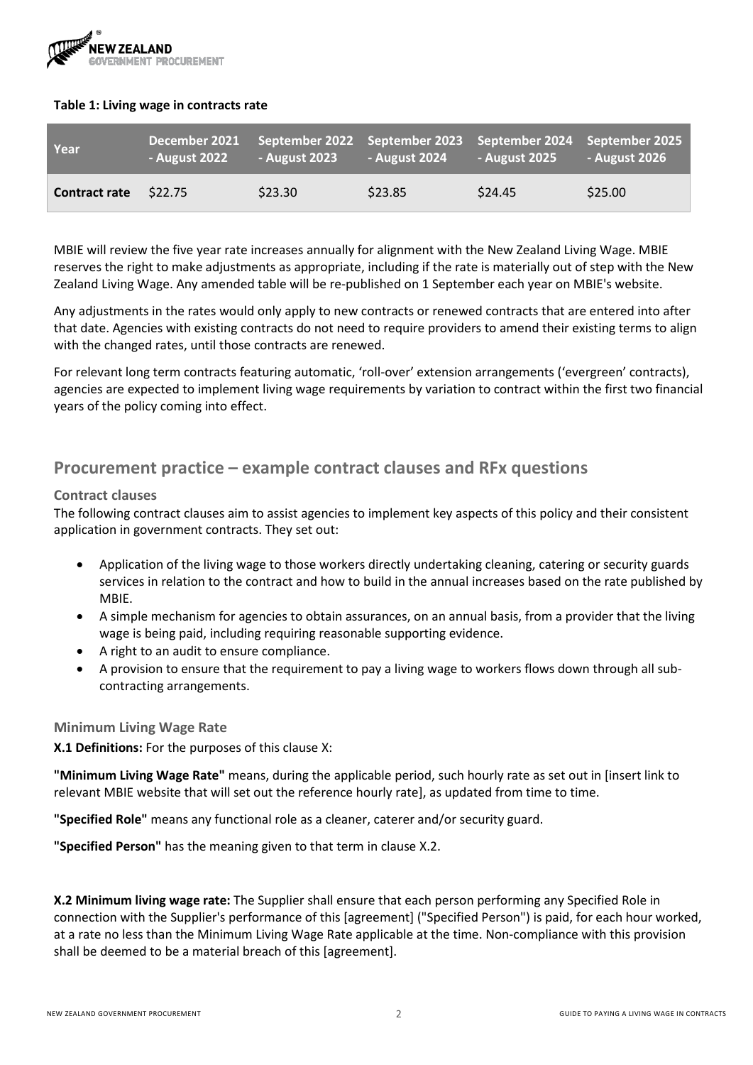**Table 1: Living wage in contracts rate**

| Year | December 2021 - August 2022 | September 2022 - August 2023 | September 2023 - August 2024 | September 2024 - August 2025 | September 2025 - August 2026 |
|---|---|---|---|---|---|
| **Contract rate** | $22.75 | $23.30 | $23.85 | $24.45 | $25.00 |

MBIE will review the five year rate increases annually for alignment with the New Zealand Living Wage. MBIE reserves the right to make adjustments as appropriate, including if the rate is materially out of step with the New Zealand Living Wage. Any amended table will be re-published on 1 September each year on MBIE's website.

Any adjustments in the rates would only apply to new contracts or renewed contracts that are entered into after that date. Agencies with existing contracts do not need to require providers to amend their existing terms to align with the changed rates, until those contracts are renewed.

For relevant long term contracts featuring automatic, 'roll-over' extension arrangements ('evergreen' contracts), agencies are expected to implement living wage requirements by variation to contract within the first two financial years of the policy coming into effect.

## Procurement practice – example contract clauses and RFx questions

### Contract clauses

The following contract clauses aim to assist agencies to implement key aspects of this policy and their consistent application in government contracts. They set out:

- Application of the living wage to those workers directly undertaking cleaning, catering or security guards services in relation to the contract and how to build in the annual increases based on the rate published by MBIE.
- A simple mechanism for agencies to obtain assurances, on an annual basis, from a provider that the living wage is being paid, including requiring reasonable supporting evidence.
- A right to an audit to ensure compliance.
- A provision to ensure that the requirement to pay a living wage to workers flows down through all sub-contracting arrangements.

### Minimum Living Wage Rate

**X.1 Definitions:** For the purposes of this clause X:

**"Minimum Living Wage Rate"** means, during the applicable period, such hourly rate as set out in [insert link to relevant MBIE website that will set out the reference hourly rate], as updated from time to time.

**"Specified Role"** means any functional role as a cleaner, caterer and/or security guard.

**"Specified Person"** has the meaning given to that term in clause X.2.

**X.2 Minimum living wage rate:** The Supplier shall ensure that each person performing any Specified Role in connection with the Supplier's performance of this [agreement] ("Specified Person") is paid, for each hour worked, at a rate no less than the Minimum Living Wage Rate applicable at the time. Non-compliance with this provision shall be deemed to be a material breach of this [agreement].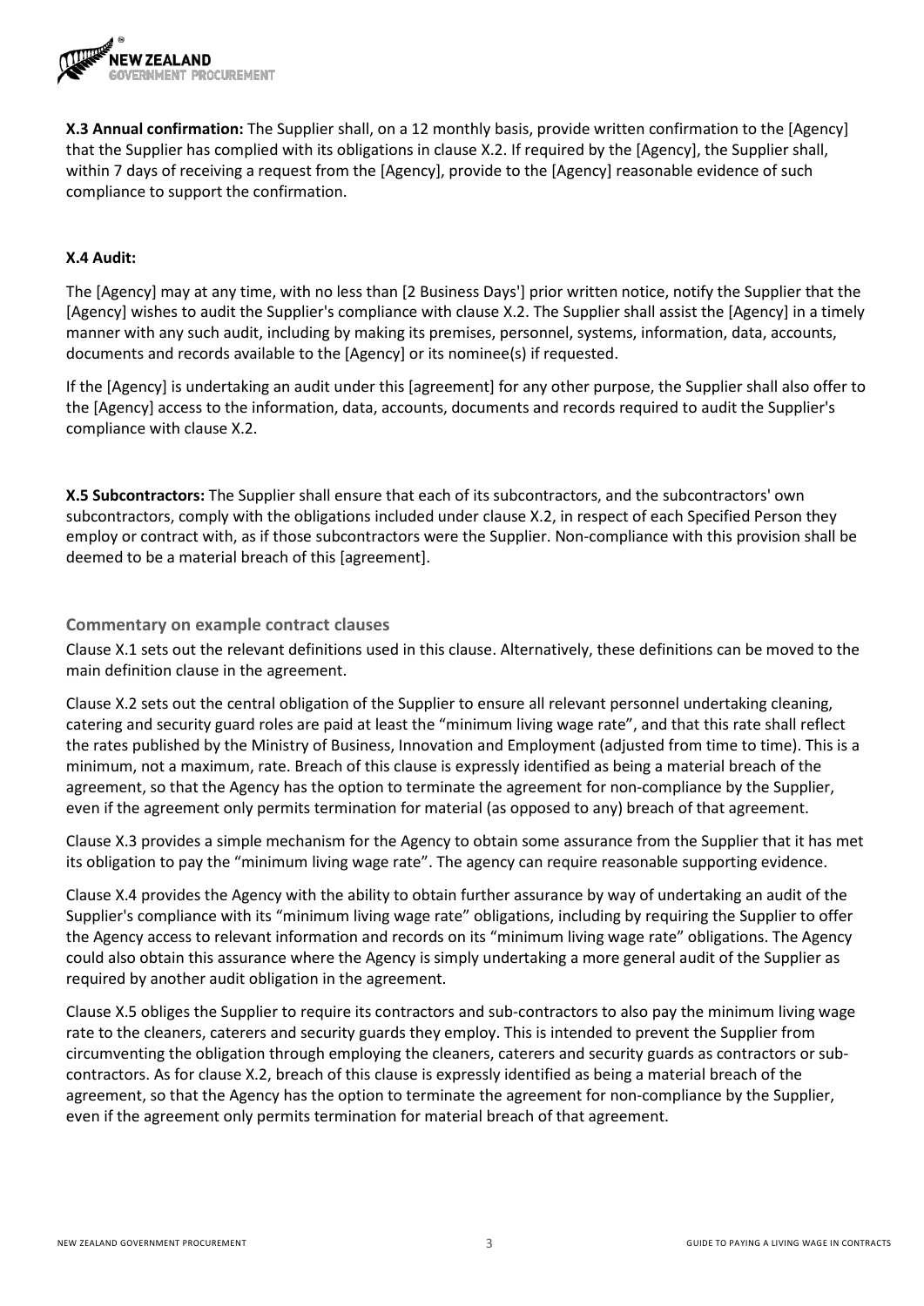**X.3 Annual confirmation:** The Supplier shall, on a 12 monthly basis, provide written confirmation to the [Agency] that the Supplier has complied with its obligations in clause X.2. If required by the [Agency], the Supplier shall, within 7 days of receiving a request from the [Agency], provide to the [Agency] reasonable evidence of such compliance to support the confirmation.

**X.4 Audit:**

The [Agency] may at any time, with no less than [2 Business Days'] prior written notice, notify the Supplier that the [Agency] wishes to audit the Supplier's compliance with clause X.2. The Supplier shall assist the [Agency] in a timely manner with any such audit, including by making its premises, personnel, systems, information, data, accounts, documents and records available to the [Agency] or its nominee(s) if requested.

If the [Agency] is undertaking an audit under this [agreement] for any other purpose, the Supplier shall also offer to the [Agency] access to the information, data, accounts, documents and records required to audit the Supplier's compliance with clause X.2.

**X.5 Subcontractors:** The Supplier shall ensure that each of its subcontractors, and the subcontractors' own subcontractors, comply with the obligations included under clause X.2, in respect of each Specified Person they employ or contract with, as if those subcontractors were the Supplier. Non-compliance with this provision shall be deemed to be a material breach of this [agreement].

### Commentary on example contract clauses

Clause X.1 sets out the relevant definitions used in this clause. Alternatively, these definitions can be moved to the main definition clause in the agreement.

Clause X.2 sets out the central obligation of the Supplier to ensure all relevant personnel undertaking cleaning, catering and security guard roles are paid at least the "minimum living wage rate", and that this rate shall reflect the rates published by the Ministry of Business, Innovation and Employment (adjusted from time to time). This is a minimum, not a maximum, rate. Breach of this clause is expressly identified as being a material breach of the agreement, so that the Agency has the option to terminate the agreement for non-compliance by the Supplier, even if the agreement only permits termination for material (as opposed to any) breach of that agreement.

Clause X.3 provides a simple mechanism for the Agency to obtain some assurance from the Supplier that it has met its obligation to pay the "minimum living wage rate". The agency can require reasonable supporting evidence.

Clause X.4 provides the Agency with the ability to obtain further assurance by way of undertaking an audit of the Supplier's compliance with its "minimum living wage rate" obligations, including by requiring the Supplier to offer the Agency access to relevant information and records on its "minimum living wage rate" obligations. The Agency could also obtain this assurance where the Agency is simply undertaking a more general audit of the Supplier as required by another audit obligation in the agreement.

Clause X.5 obliges the Supplier to require its contractors and sub-contractors to also pay the minimum living wage rate to the cleaners, caterers and security guards they employ. This is intended to prevent the Supplier from circumventing the obligation through employing the cleaners, caterers and security guards as contractors or sub-contractors. As for clause X.2, breach of this clause is expressly identified as being a material breach of the agreement, so that the Agency has the option to terminate the agreement for non-compliance by the Supplier, even if the agreement only permits termination for material breach of that agreement.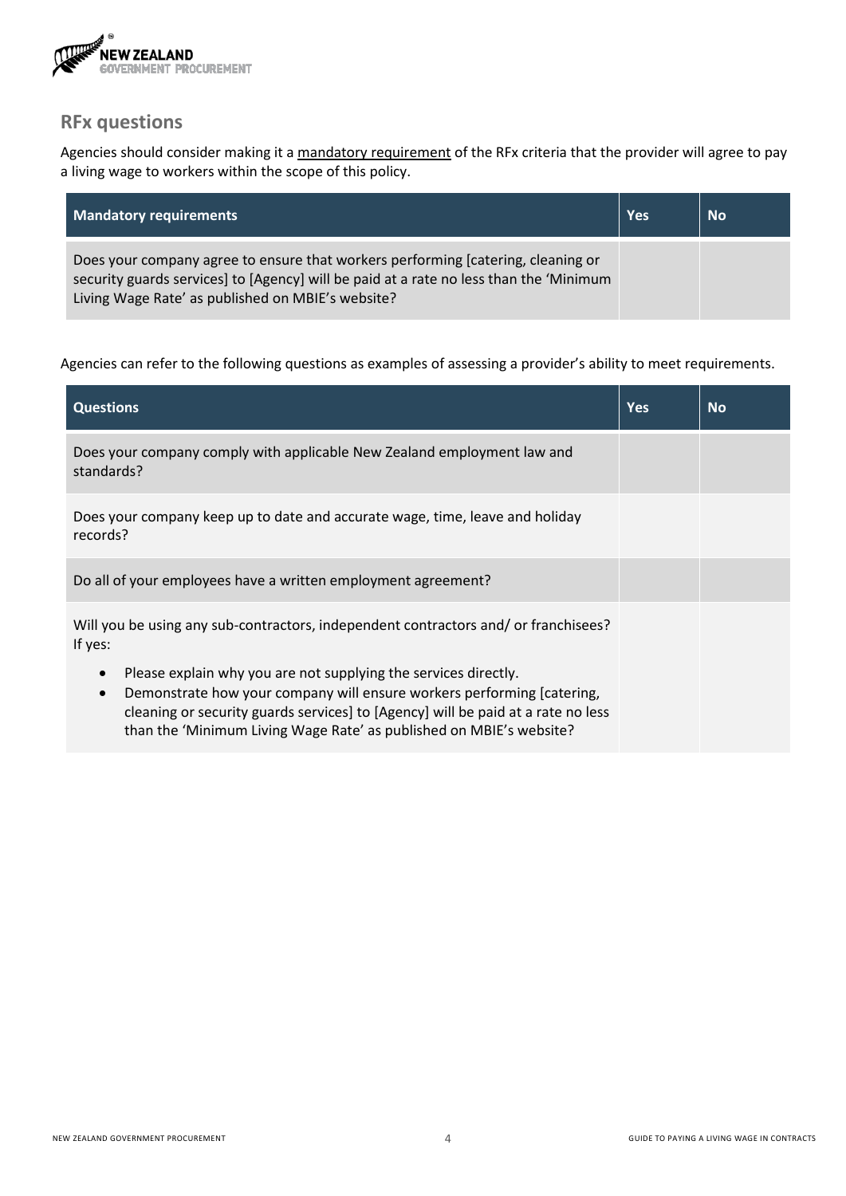## RFx questions

Agencies should consider making it a mandatory requirement of the RFx criteria that the provider will agree to pay a living wage to workers within the scope of this policy.

| Mandatory requirements | Yes | No |
|---|---|---|
| Does your company agree to ensure that workers performing [catering, cleaning or security guards services] to [Agency] will be paid at a rate no less than the 'Minimum Living Wage Rate' as published on MBIE's website? | | |

Agencies can refer to the following questions as examples of assessing a provider's ability to meet requirements.

| Questions | Yes | No |
|---|---|---|
| Does your company comply with applicable New Zealand employment law and standards? | | |
| Does your company keep up to date and accurate wage, time, leave and holiday records? | | |
| Do all of your employees have a written employment agreement? | | |
| Will you be using any sub-contractors, independent contractors and/ or franchisees? If yes:<br>• Please explain why you are not supplying the services directly.<br>• Demonstrate how your company will ensure workers performing [catering, cleaning or security guards services] to [Agency] will be paid at a rate no less than the 'Minimum Living Wage Rate' as published on MBIE's website? | | |